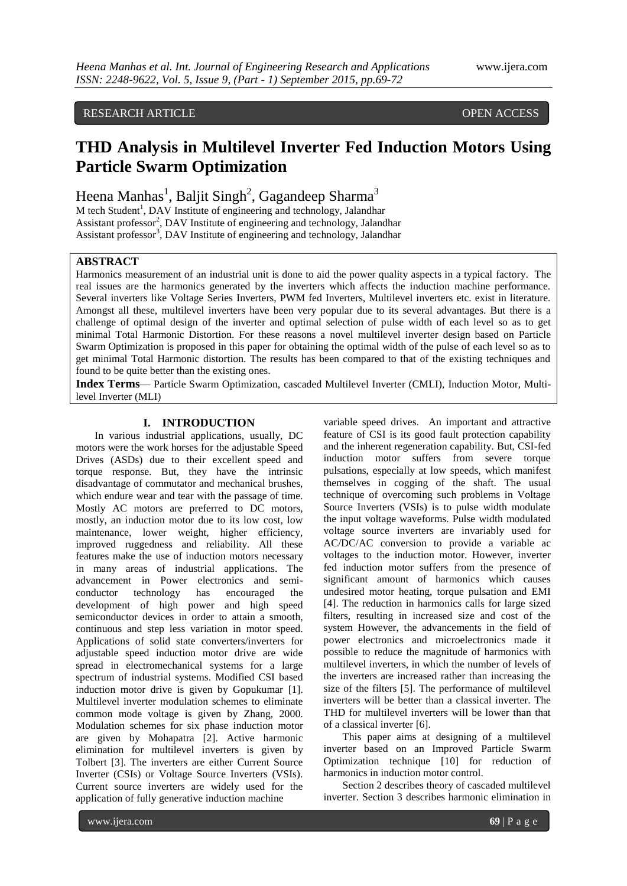RESEARCH ARTICLE OPEN ACCESS

# THD Analysis in Multilevel Inverter Fed Induction Motors Using Particle Swarm Optimization

Heena Manhas[1], Baljit Singh[2], Gagandeep Sharma[3]

M tech Student[1], DAV Institute of engineering and technology, Jalandhar
Assistant professor[2], DAV Institute of engineering and technology, Jalandhar
Assistant professor[3], DAV Institute of engineering and technology, Jalandhar

## ABSTRACT

Harmonics measurement of an industrial unit is done to aid the power quality aspects in a typical factory. The real issues are the harmonics generated by the inverters which affects the induction machine performance. Several inverters like Voltage Series Inverters, PWM fed Inverters, Multilevel inverters etc. exist in literature. Amongst all these, multilevel inverters have been very popular due to its several advantages. But there is a challenge of optimal design of the inverter and optimal selection of pulse width of each level so as to get minimal Total Harmonic Distortion. For these reasons a novel multilevel inverter design based on Particle Swarm Optimization is proposed in this paper for obtaining the optimal width of the pulse of each level so as to get minimal Total Harmonic distortion. The results has been compared to that of the existing techniques and found to be quite better than the existing ones.

**Index Terms**— Particle Swarm Optimization, cascaded Multilevel Inverter (CMLI), Induction Motor, Multi-level Inverter (MLI)

## I. INTRODUCTION

In various industrial applications, usually, DC motors were the work horses for the adjustable Speed Drives (ASDs) due to their excellent speed and torque response. But, they have the intrinsic disadvantage of commutator and mechanical brushes, which endure wear and tear with the passage of time. Mostly AC motors are preferred to DC motors, mostly, an induction motor due to its low cost, low maintenance, lower weight, higher efficiency, improved ruggedness and reliability. All these features make the use of induction motors necessary in many areas of industrial applications. The advancement in Power electronics and semi-conductor technology has encouraged the development of high power and high speed semiconductor devices in order to attain a smooth, continuous and step less variation in motor speed. Applications of solid state converters/inverters for adjustable speed induction motor drive are wide spread in electromechanical systems for a large spectrum of industrial systems. Modified CSI based induction motor drive is given by Gopukumar [1]. Multilevel inverter modulation schemes to eliminate common mode voltage is given by Zhang, 2000. Modulation schemes for six phase induction motor are given by Mohapatra [2]. Active harmonic elimination for multilevel inverters is given by Tolbert [3]. The inverters are either Current Source Inverter (CSIs) or Voltage Source Inverters (VSIs). Current source inverters are widely used for the application of fully generative induction machine variable speed drives. An important and attractive feature of CSI is its good fault protection capability and the inherent regeneration capability. But, CSI-fed induction motor suffers from severe torque pulsations, especially at low speeds, which manifest themselves in cogging of the shaft. The usual technique of overcoming such problems in Voltage Source Inverters (VSIs) is to pulse width modulate the input voltage waveforms. Pulse width modulated voltage source inverters are invariably used for AC/DC/AC conversion to provide a variable ac voltages to the induction motor. However, inverter fed induction motor suffers from the presence of significant amount of harmonics which causes undesired motor heating, torque pulsation and EMI [4]. The reduction in harmonics calls for large sized filters, resulting in increased size and cost of the system However, the advancements in the field of power electronics and microelectronics made it possible to reduce the magnitude of harmonics with multilevel inverters, in which the number of levels of the inverters are increased rather than increasing the size of the filters [5]. The performance of multilevel inverters will be better than a classical inverter. The THD for multilevel inverters will be lower than that of a classical inverter [6].

This paper aims at designing of a multilevel inverter based on an Improved Particle Swarm Optimization technique [10] for reduction of harmonics in induction motor control.

Section 2 describes theory of cascaded multilevel inverter. Section 3 describes harmonic elimination in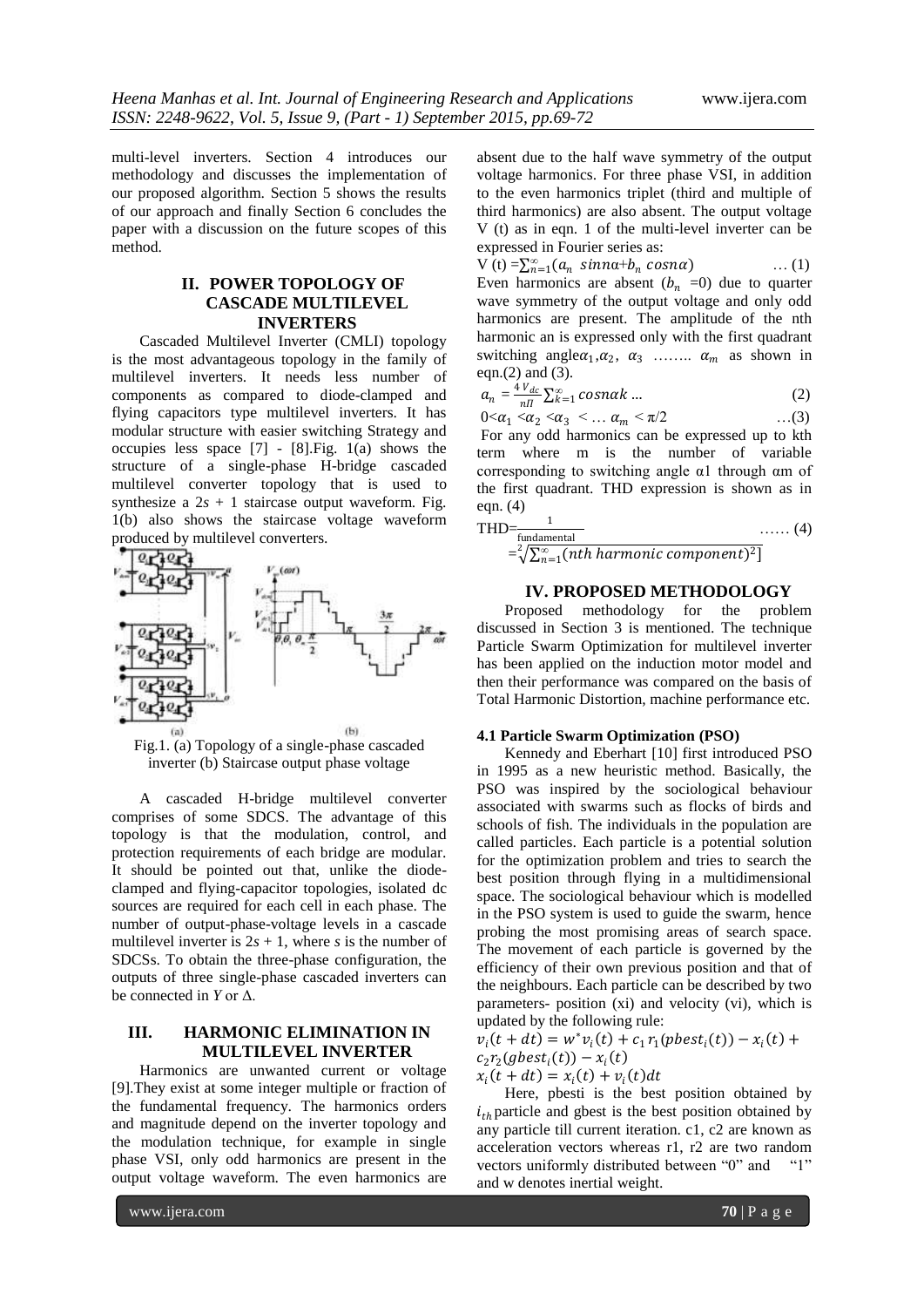multi-level inverters. Section 4 introduces our methodology and discusses the implementation of our proposed algorithm. Section 5 shows the results of our approach and finally Section 6 concludes the paper with a discussion on the future scopes of this method.

## II. POWER TOPOLOGY OF CASCADE MULTILEVEL INVERTERS

Cascaded Multilevel Inverter (CMLI) topology is the most advantageous topology in the family of multilevel inverters. It needs less number of components as compared to diode-clamped and flying capacitors type multilevel inverters. It has modular structure with easier switching Strategy and occupies less space [7] - [8].Fig. 1(a) shows the structure of a single-phase H-bridge cascaded multilevel converter topology that is used to synthesize a $2s + 1$ staircase output waveform. Fig. 1(b) also shows the staircase voltage waveform produced by multilevel converters.

Fig.1. (a) Topology of a single-phase cascaded inverter (b) Staircase output phase voltage

A cascaded H-bridge multilevel converter comprises of some SDCS. The advantage of this topology is that the modulation, control, and protection requirements of each bridge are modular. It should be pointed out that, unlike the diode-clamped and flying-capacitor topologies, isolated dc sources are required for each cell in each phase. The number of output-phase-voltage levels in a cascade multilevel inverter is $2s + 1$, where $s$ is the number of SDCSs. To obtain the three-phase configuration, the outputs of three single-phase cascaded inverters can be connected in $Y$ or $\Delta$.

## III. HARMONIC ELIMINATION IN MULTILEVEL INVERTER

Harmonics are unwanted current or voltage [9].They exist at some integer multiple or fraction of the fundamental frequency. The harmonics orders and magnitude depend on the inverter topology and the modulation technique, for example in single phase VSI, only odd harmonics are present in the output voltage waveform. The even harmonics are absent due to the half wave symmetry of the output voltage harmonics. For three phase VSI, in addition to the even harmonics triplet (third and multiple of third harmonics) are also absent. The output voltage V (t) as in eqn. 1 of the multi-level inverter can be expressed in Fourier series as:

$$V(t) = \sum_{n=1}^{\infty} (a_n \ sinn\alpha + b_n \ cosn\alpha) \quad \dots (1)$$

Even harmonics are absent ($b_n$ =0) due to quarter wave symmetry of the output voltage and only odd harmonics are present. The amplitude of the nth harmonic an is expressed only with the first quadrant switching angle $\alpha_1, \alpha_2$, $\alpha_3$ …….. $\alpha_m$ as shown in eqn.(2) and (3).

$$a_n = \frac{4V_{dc}}{n\Pi} \sum_{k=1}^{\infty} cosn\alpha k \dots \quad (2)$$

$$0 < \alpha_1 < \alpha_2 < \alpha_3 < \dots \alpha_m < \pi/2 \quad \dots (3)$$

For any odd harmonics can be expressed up to kth term where m is the number of variable corresponding to switching angle α1 through αm of the first quadrant. THD expression is shown as in eqn. (4)

$$THD = \frac{1}{\text{fundamental}} \quad \dots\dots (4)$$

$$= \sqrt[2]{\sum_{n=1}^{\infty} (nth \ harmonic \ component)^2}]$$

## IV. PROPOSED METHODOLOGY

Proposed methodology for the problem discussed in Section 3 is mentioned. The technique Particle Swarm Optimization for multilevel inverter has been applied on the induction motor model and then their performance was compared on the basis of Total Harmonic Distortion, machine performance etc.

### 4.1 Particle Swarm Optimization (PSO)

Kennedy and Eberhart [10] first introduced PSO in 1995 as a new heuristic method. Basically, the PSO was inspired by the sociological behaviour associated with swarms such as flocks of birds and schools of fish. The individuals in the population are called particles. Each particle is a potential solution for the optimization problem and tries to search the best position through flying in a multidimensional space. The sociological behaviour which is modelled in the PSO system is used to guide the swarm, hence probing the most promising areas of search space. The movement of each particle is governed by the efficiency of their own previous position and that of the neighbours. Each particle can be described by two parameters- position (xi) and velocity (vi), which is updated by the following rule:

$$v_i(t+dt) = w^* v_i(t) + c_1 r_1 (pbest_i(t)) - x_i(t) + c_2 r_2 (gbest_i(t)) - x_i(t)$$

$$x_i(t+dt) = x_i(t) + v_i(t)dt$$

Here, pbesti is the best position obtained by $i_{th}$ particle and gbest is the best position obtained by any particle till current iteration. c1, c2 are known as acceleration vectors whereas r1, r2 are two random vectors uniformly distributed between "0" and "1" and w denotes inertial weight.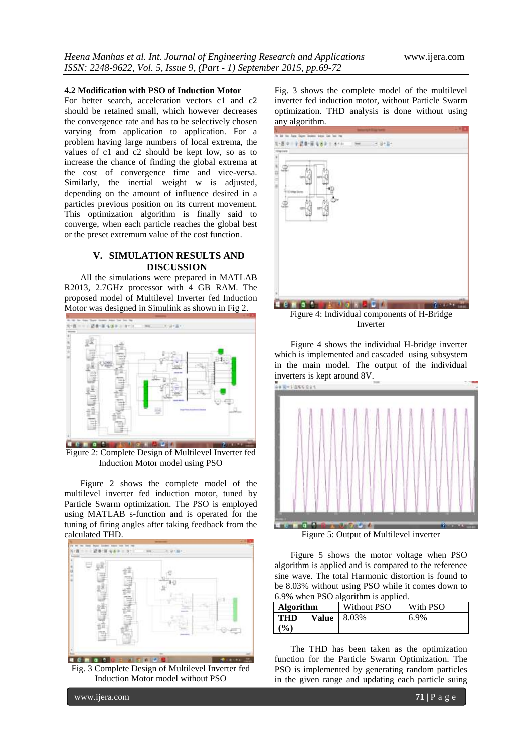### 4.2 Modification with PSO of Induction Motor

For better search, acceleration vectors c1 and c2 should be retained small, which however decreases the convergence rate and has to be selectively chosen varying from application to application. For a problem having large numbers of local extrema, the values of c1 and c2 should be kept low, so as to increase the chance of finding the global extrema at the cost of convergence time and vice-versa. Similarly, the inertial weight w is adjusted, depending on the amount of influence desired in a particles previous position on its current movement. This optimization algorithm is finally said to converge, when each particle reaches the global best or the preset extremum value of the cost function.

## V. SIMULATION RESULTS AND DISCUSSION

All the simulations were prepared in MATLAB R2013, 2.7GHz processor with 4 GB RAM. The proposed model of Multilevel Inverter fed Induction Motor was designed in Simulink as shown in Fig 2.

Figure 2: Complete Design of Multilevel Inverter fed Induction Motor model using PSO

Figure 2 shows the complete model of the multilevel inverter fed induction motor, tuned by Particle Swarm optimization. The PSO is employed using MATLAB s-function and is operated for the tuning of firing angles after taking feedback from the calculated THD.

Fig. 3 Complete Design of Multilevel Inverter fed Induction Motor model without PSO

Fig. 3 shows the complete model of the multilevel inverter fed induction motor, without Particle Swarm optimization. THD analysis is done without using any algorithm.

Figure 4: Individual components of H-Bridge Inverter

Figure 4 shows the individual H-bridge inverter which is implemented and cascaded using subsystem in the main model. The output of the individual inverters is kept around 8V.

Figure 5: Output of Multilevel inverter

Figure 5 shows the motor voltage when PSO algorithm is applied and is compared to the reference sine wave. The total Harmonic distortion is found to be 8.03% without using PSO while it comes down to 6.9% when PSO algorithm is applied.

| **Algorithm** | Without PSO | With PSO |
|---|---|---|
| **THD Value (%)** | 8.03% | 6.9% |

The THD has been taken as the optimization function for the Particle Swarm Optimization. The PSO is implemented by generating random particles in the given range and updating each particle suing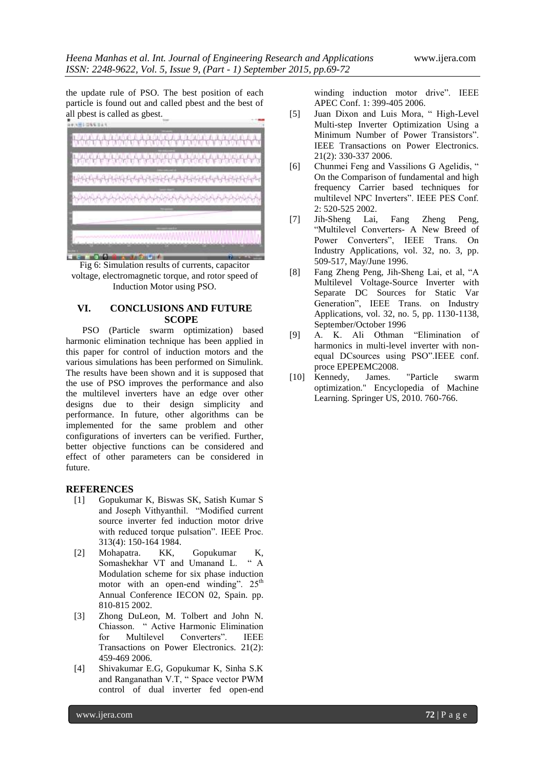the update rule of PSO. The best position of each particle is found out and called pbest and the best of all pbest is called as gbest.

Fig 6: Simulation results of currents, capacitor voltage, electromagnetic torque, and rotor speed of Induction Motor using PSO.

## VI. CONCLUSIONS AND FUTURE SCOPE

PSO (Particle swarm optimization) based harmonic elimination technique has been applied in this paper for control of induction motors and the various simulations has been performed on Simulink. The results have been shown and it is supposed that the use of PSO improves the performance and also the multilevel inverters have an edge over other designs due to their design simplicity and performance. In future, other algorithms can be implemented for the same problem and other configurations of inverters can be verified. Further, better objective functions can be considered and effect of other parameters can be considered in future.

## REFERENCES

[1] Gopukumar K, Biswas SK, Satish Kumar S and Joseph Vithyanthil. "Modified current source inverter fed induction motor drive with reduced torque pulsation". IEEE Proc. 313(4): 150-164 1984.

[2] Mohapatra. KK, Gopukumar K, Somashekhar VT and Umanand L. " A Modulation scheme for six phase induction motor with an open-end winding". 25th Annual Conference IECON 02, Spain. pp. 810-815 2002.

[3] Zhong DuLeon, M. Tolbert and John N. Chiasson. " Active Harmonic Elimination for Multilevel Converters". IEEE Transactions on Power Electronics. 21(2): 459-469 2006.

[4] Shivakumar E.G, Gopukumar K, Sinha S.K and Ranganathan V.T, " Space vector PWM control of dual inverter fed open-end winding induction motor drive". IEEE APEC Conf. 1: 399-405 2006.

[5] Juan Dixon and Luis Mora, " High-Level Multi-step Inverter Optimization Using a Minimum Number of Power Transistors". IEEE Transactions on Power Electronics. 21(2): 330-337 2006.

[6] Chunmei Feng and Vassilions G Agelidis, " On the Comparison of fundamental and high frequency Carrier based techniques for multilevel NPC Inverters". IEEE PES Conf. 2: 520-525 2002.

[7] Jih-Sheng Lai, Fang Zheng Peng, "Multilevel Converters- A New Breed of Power Converters", IEEE Trans. On Industry Applications, vol. 32, no. 3, pp. 509-517, May/June 1996.

[8] Fang Zheng Peng, Jih-Sheng Lai, et al, "A Multilevel Voltage-Source Inverter with Separate DC Sources for Static Var Generation", IEEE Trans. on Industry Applications, vol. 32, no. 5, pp. 1130-1138, September/October 1996

[9] A. K. Ali Othman "Elimination of harmonics in multi-level inverter with non-equal DCsources using PSO".IEEE conf. proce EPEPEMC2008.

[10] Kennedy, James. "Particle swarm optimization." Encyclopedia of Machine Learning. Springer US, 2010. 760-766.